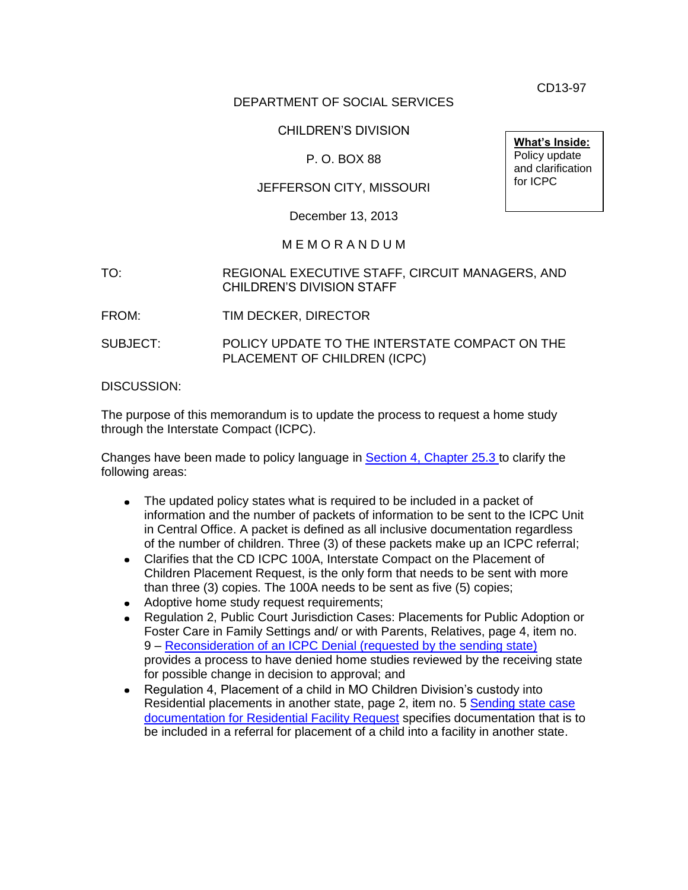CD13-97

DEPARTMENT OF SOCIAL SERVICES

CHILDREN'S DIVISION

P. O. BOX 88

JEFFERSON CITY, MISSOURI

December 13, 2013

**What's Inside:**
Policy update and clarification for ICPC

M E M O R A N D U M

TO: REGIONAL EXECUTIVE STAFF, CIRCUIT MANAGERS, AND CHILDREN'S DIVISION STAFF

FROM: TIM DECKER, DIRECTOR

SUBJECT: POLICY UPDATE TO THE INTERSTATE COMPACT ON THE PLACEMENT OF CHILDREN (ICPC)

DISCUSSION:

The purpose of this memorandum is to update the process to request a home study through the Interstate Compact (ICPC).

Changes have been made to policy language in Section 4, Chapter 25.3 to clarify the following areas:

- The updated policy states what is required to be included in a packet of information and the number of packets of information to be sent to the ICPC Unit in Central Office. A packet is defined as all inclusive documentation regardless of the number of children. Three (3) of these packets make up an ICPC referral;
- Clarifies that the CD ICPC 100A, Interstate Compact on the Placement of Children Placement Request, is the only form that needs to be sent with more than three (3) copies. The 100A needs to be sent as five (5) copies;
- Adoptive home study request requirements;
- Regulation 2, Public Court Jurisdiction Cases: Placements for Public Adoption or Foster Care in Family Settings and/ or with Parents, Relatives, page 4, item no. 9 – Reconsideration of an ICPC Denial (requested by the sending state) provides a process to have denied home studies reviewed by the receiving state for possible change in decision to approval; and
- Regulation 4, Placement of a child in MO Children Division's custody into Residential placements in another state, page 2, item no. 5 Sending state case documentation for Residential Facility Request specifies documentation that is to be included in a referral for placement of a child into a facility in another state.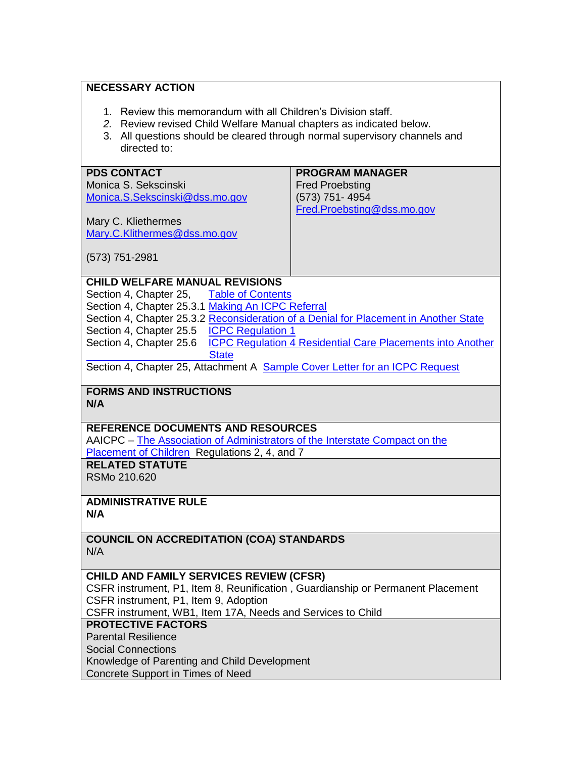**NECESSARY ACTION**

1. Review this memorandum with all Children's Division staff.
2. *Review revised Child Welfare Manual chapters as indicated below.*
3. All questions should be cleared through normal supervisory channels and directed to:

| **PDS CONTACT** | **PROGRAM MANAGER** |
|---|---|
| Monica S. Sekscinski<br>Monica.S.Sekscinski@dss.mo.gov<br><br>Mary C. Kliethermes<br>Mary.C.Klithermes@dss.mo.gov<br><br>(573) 751-2981 | Fred Proebsting<br>(573) 751- 4954<br>Fred.Proebsting@dss.mo.gov |

**CHILD WELFARE MANUAL REVISIONS**

Section 4, Chapter 25, Table of Contents
Section 4, Chapter 25.3.1 Making An ICPC Referral
Section 4, Chapter 25.3.2 Reconsideration of a Denial for Placement in Another State
Section 4, Chapter 25.5 ICPC Regulation 1
Section 4, Chapter 25.6 ICPC Regulation 4 Residential Care Placements into Another State
Section 4, Chapter 25, Attachment A Sample Cover Letter for an ICPC Request

**FORMS AND INSTRUCTIONS**
**N/A**

**REFERENCE DOCUMENTS AND RESOURCES**
AAICPC – The Association of Administrators of the Interstate Compact on the Placement of Children Regulations 2, 4, and 7

**RELATED STATUTE**
RSMo 210.620

**ADMINISTRATIVE RULE**
**N/A**

**COUNCIL ON ACCREDITATION (COA) STANDARDS**
N/A

**CHILD AND FAMILY SERVICES REVIEW (CFSR)**
CSFR instrument, P1, Item 8, Reunification , Guardianship or Permanent Placement
CSFR instrument, P1, Item 9, Adoption
CSFR instrument, WB1, Item 17A, Needs and Services to Child

**PROTECTIVE FACTORS**
Parental Resilience
Social Connections
Knowledge of Parenting and Child Development
Concrete Support in Times of Need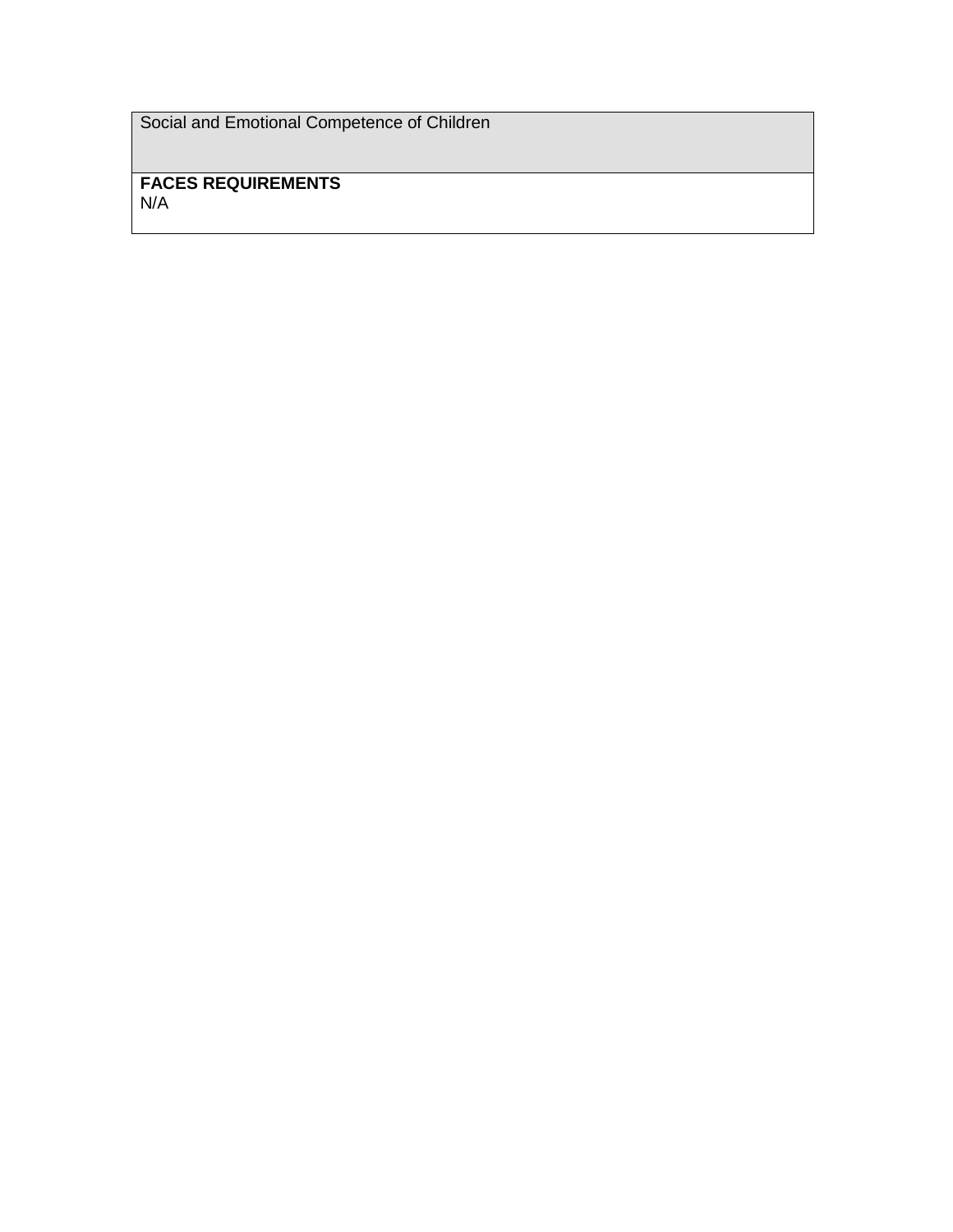| Social and Emotional Competence of Children |
| --- |
| **FACES REQUIREMENTS**<br>N/A |